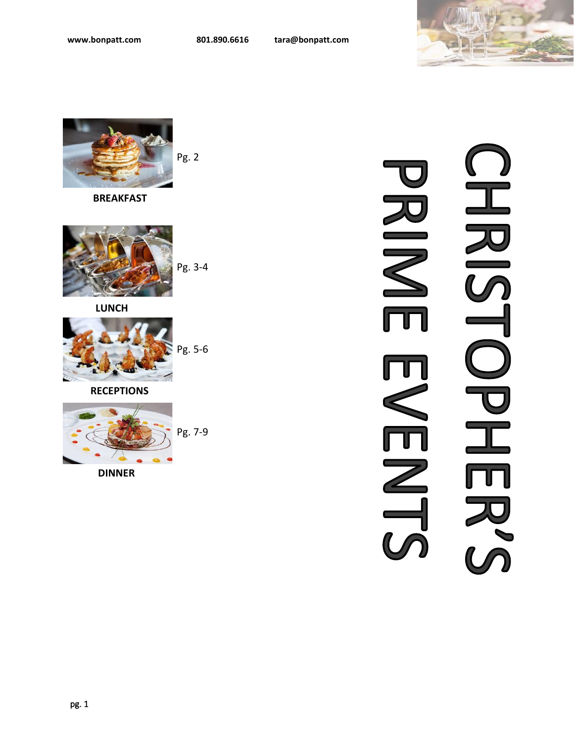www.bonpatt.com 801.890.6616 tara@bonpatt.com

# CHRISTOPHER'S PRIME EVENTS

**BREAKFAST** Pg. 2

**LUNCH** Pg. 3-4

**RECEPTIONS** Pg. 5-6

**DINNER** Pg. 7-9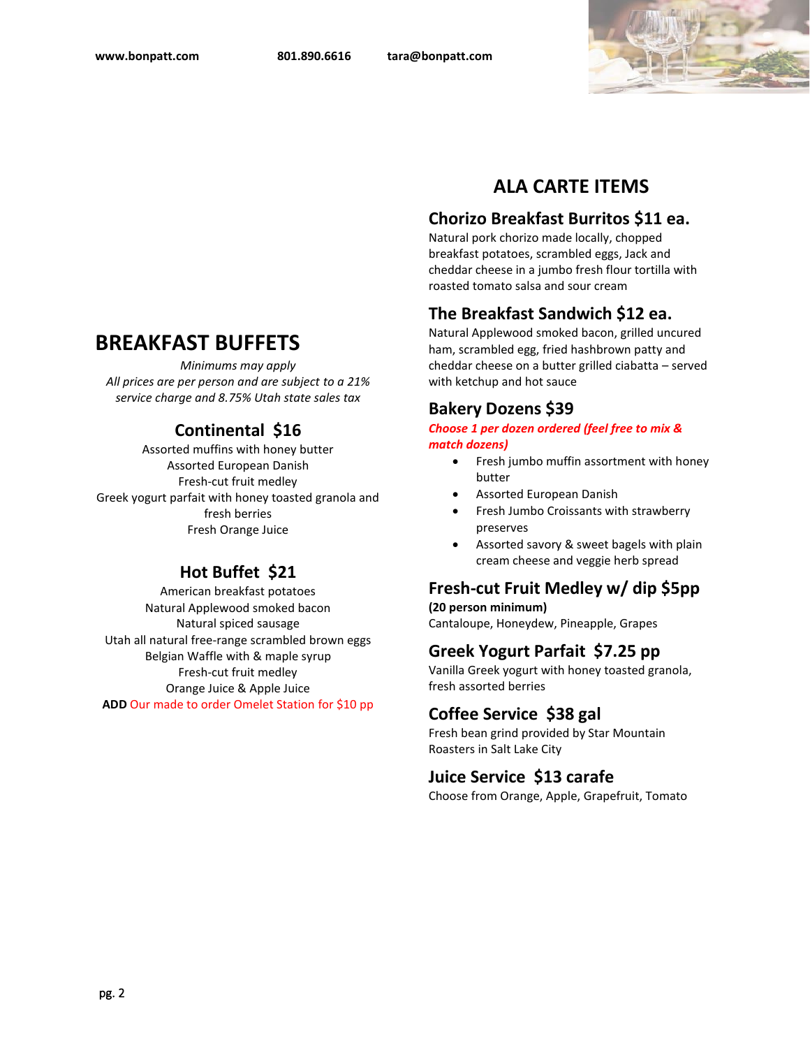## BREAKFAST BUFFETS

*Minimums may apply*
*All prices are per person and are subject to a 21% service charge and 8.75% Utah state sales tax*

### Continental $16

Assorted muffins with honey butter
Assorted European Danish
Fresh-cut fruit medley
Greek yogurt parfait with honey toasted granola and fresh berries
Fresh Orange Juice

### Hot Buffet $21

American breakfast potatoes
Natural Applewood smoked bacon
Natural spiced sausage
Utah all natural free-range scrambled brown eggs
Belgian Waffle with & maple syrup
Fresh-cut fruit medley
Orange Juice & Apple Juice
**ADD** Our made to order Omelet Station for $10 pp

## ALA CARTE ITEMS

### Chorizo Breakfast Burritos $11 ea.

Natural pork chorizo made locally, chopped breakfast potatoes, scrambled eggs, Jack and cheddar cheese in a jumbo fresh flour tortilla with roasted tomato salsa and sour cream

### The Breakfast Sandwich $12 ea.

Natural Applewood smoked bacon, grilled uncured ham, scrambled egg, fried hashbrown patty and cheddar cheese on a butter grilled ciabatta – served with ketchup and hot sauce

### Bakery Dozens $39

***Choose 1 per dozen ordered (feel free to mix & match dozens)***

- Fresh jumbo muffin assortment with honey butter
- Assorted European Danish
- Fresh Jumbo Croissants with strawberry preserves
- Assorted savory & sweet bagels with plain cream cheese and veggie herb spread

### Fresh-cut Fruit Medley w/ dip $5pp

**(20 person minimum)**
Cantaloupe, Honeydew, Pineapple, Grapes

### Greek Yogurt Parfait $7.25 pp

Vanilla Greek yogurt with honey toasted granola, fresh assorted berries

### Coffee Service $38 gal

Fresh bean grind provided by Star Mountain Roasters in Salt Lake City

### Juice Service $13 carafe

Choose from Orange, Apple, Grapefruit, Tomato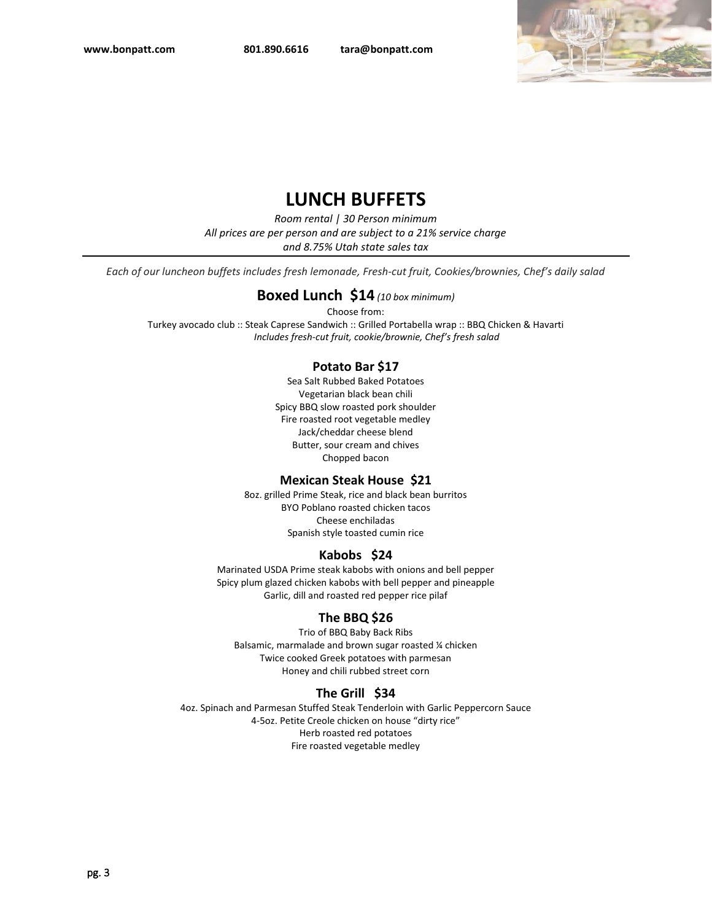www.bonpatt.com 801.890.6616 tara@bonpatt.com

# LUNCH BUFFETS

*Room rental | 30 Person minimum*
*All prices are per person and are subject to a 21% service charge and 8.75% Utah state sales tax*

*Each of our luncheon buffets includes fresh lemonade, Fresh-cut fruit, Cookies/brownies, Chef's daily salad*

## Boxed Lunch $14 *(10 box minimum)*

Choose from:
Turkey avocado club :: Steak Caprese Sandwich :: Grilled Portabella wrap :: BBQ Chicken & Havarti
*Includes fresh-cut fruit, cookie/brownie, Chef's fresh salad*

### Potato Bar $17

Sea Salt Rubbed Baked Potatoes
Vegetarian black bean chili
Spicy BBQ slow roasted pork shoulder
Fire roasted root vegetable medley
Jack/cheddar cheese blend
Butter, sour cream and chives
Chopped bacon

### Mexican Steak House $21

8oz. grilled Prime Steak, rice and black bean burritos
BYO Poblano roasted chicken tacos
Cheese enchiladas
Spanish style toasted cumin rice

### Kabobs $24

Marinated USDA Prime steak kabobs with onions and bell pepper
Spicy plum glazed chicken kabobs with bell pepper and pineapple
Garlic, dill and roasted red pepper rice pilaf

### The BBQ $26

Trio of BBQ Baby Back Ribs
Balsamic, marmalade and brown sugar roasted ¼ chicken
Twice cooked Greek potatoes with parmesan
Honey and chili rubbed street corn

### The Grill $34

4oz. Spinach and Parmesan Stuffed Steak Tenderloin with Garlic Peppercorn Sauce
4-5oz. Petite Creole chicken on house "dirty rice"
Herb roasted red potatoes
Fire roasted vegetable medley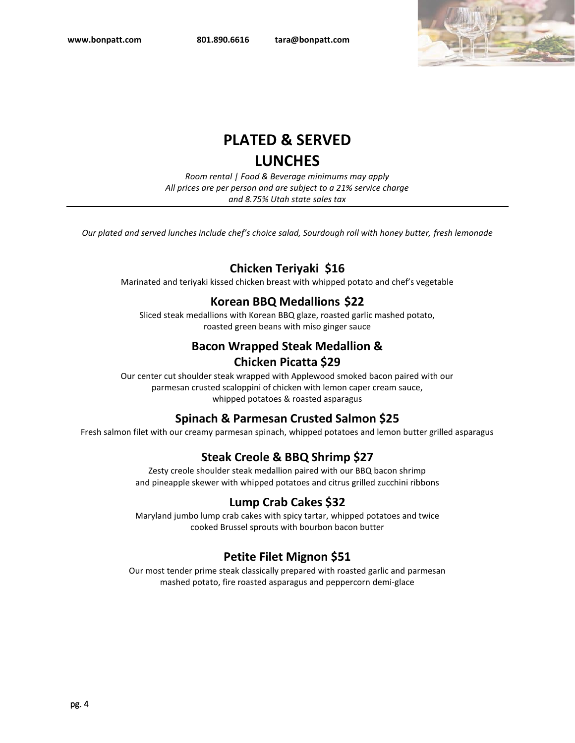# PLATED & SERVED LUNCHES

*Room rental | Food & Beverage minimums may apply*
*All prices are per person and are subject to a 21% service charge and 8.75% Utah state sales tax*

---

*Our plated and served lunches include chef's choice salad, Sourdough roll with honey butter, fresh lemonade*

## Chicken Teriyaki $16

Marinated and teriyaki kissed chicken breast with whipped potato and chef's vegetable

## Korean BBQ Medallions $22

Sliced steak medallions with Korean BBQ glaze, roasted garlic mashed potato, roasted green beans with miso ginger sauce

## Bacon Wrapped Steak Medallion & Chicken Picatta $29

Our center cut shoulder steak wrapped with Applewood smoked bacon paired with our parmesan crusted scaloppini of chicken with lemon caper cream sauce, whipped potatoes & roasted asparagus

## Spinach & Parmesan Crusted Salmon $25

Fresh salmon filet with our creamy parmesan spinach, whipped potatoes and lemon butter grilled asparagus

## Steak Creole & BBQ Shrimp $27

Zesty creole shoulder steak medallion paired with our BBQ bacon shrimp and pineapple skewer with whipped potatoes and citrus grilled zucchini ribbons

## Lump Crab Cakes $32

Maryland jumbo lump crab cakes with spicy tartar, whipped potatoes and twice cooked Brussel sprouts with bourbon bacon butter

## Petite Filet Mignon $51

Our most tender prime steak classically prepared with roasted garlic and parmesan mashed potato, fire roasted asparagus and peppercorn demi-glace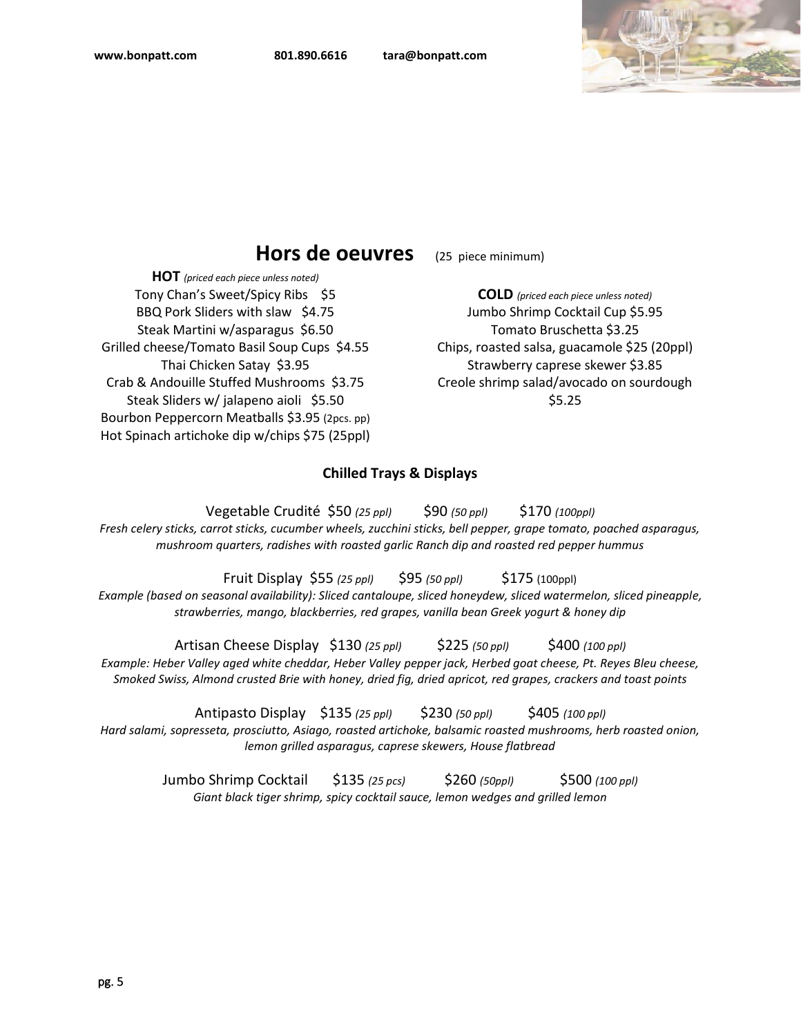## Hors de oeuvres (25 piece minimum)

**HOT** *(priced each piece unless noted)*

Tony Chan's Sweet/Spicy Ribs $5
BBQ Pork Sliders with slaw $4.75
Steak Martini w/asparagus $6.50
Grilled cheese/Tomato Basil Soup Cups $4.55
Thai Chicken Satay $3.95
Crab & Andouille Stuffed Mushrooms $3.75
Steak Sliders w/ jalapeno aioli $5.50
Bourbon Peppercorn Meatballs $3.95 (2pcs. pp)
Hot Spinach artichoke dip w/chips $75 (25ppl)

**COLD** *(priced each piece unless noted)*

Jumbo Shrimp Cocktail Cup $5.95
Tomato Bruschetta $3.25
Chips, roasted salsa, guacamole $25 (20ppl)
Strawberry caprese skewer $3.85
Creole shrimp salad/avocado on sourdough $5.25

### Chilled Trays & Displays

Vegetable Crudité $50 *(25 ppl)* $90 *(50 ppl)* $170 *(100ppl)*
*Fresh celery sticks, carrot sticks, cucumber wheels, zucchini sticks, bell pepper, grape tomato, poached asparagus, mushroom quarters, radishes with roasted garlic Ranch dip and roasted red pepper hummus*

Fruit Display $55 *(25 ppl)* $95 *(50 ppl)* $175 (100ppl)
*Example (based on seasonal availability): Sliced cantaloupe, sliced honeydew, sliced watermelon, sliced pineapple, strawberries, mango, blackberries, red grapes, vanilla bean Greek yogurt & honey dip*

Artisan Cheese Display $130 *(25 ppl)* $225 *(50 ppl)* $400 *(100 ppl)*
*Example: Heber Valley aged white cheddar, Heber Valley pepper jack, Herbed goat cheese, Pt. Reyes Bleu cheese, Smoked Swiss, Almond crusted Brie with honey, dried fig, dried apricot, red grapes, crackers and toast points*

Antipasto Display $135 *(25 ppl)* $230 *(50 ppl)* $405 *(100 ppl)*
*Hard salami, sopresseta, prosciutto, Asiago, roasted artichoke, balsamic roasted mushrooms, herb roasted onion, lemon grilled asparagus, caprese skewers, House flatbread*

Jumbo Shrimp Cocktail $135 *(25 pcs)* $260 *(50ppl)* $500 *(100 ppl)*
*Giant black tiger shrimp, spicy cocktail sauce, lemon wedges and grilled lemon*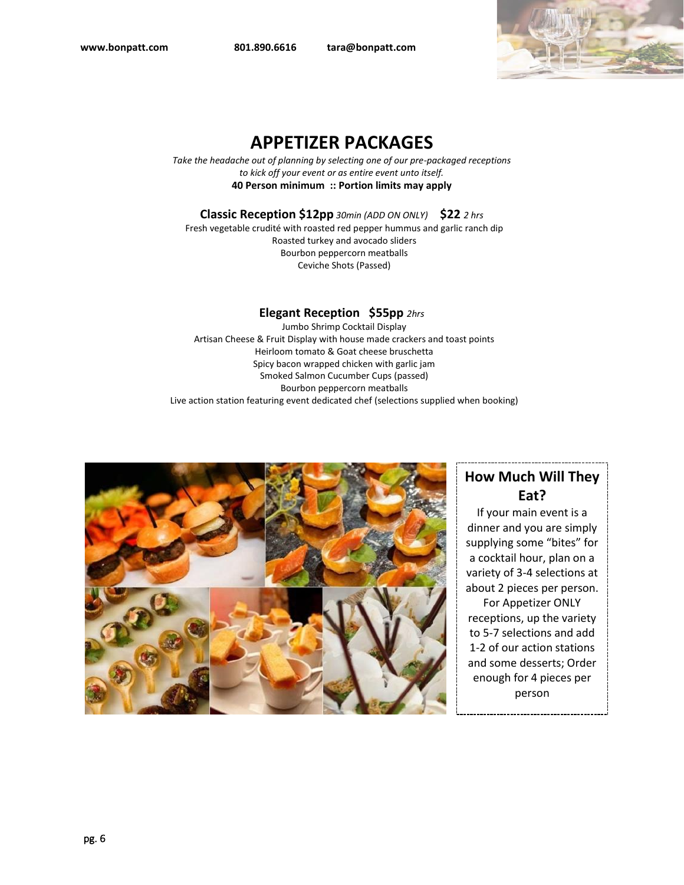# APPETIZER PACKAGES

*Take the headache out of planning by selecting one of our pre-packaged receptions to kick off your event or as entire event unto itself.*

**40 Person minimum :: Portion limits may apply**

## Classic Reception $12pp *30min (ADD ON ONLY)* $22 *2 hrs*

Fresh vegetable crudité with roasted red pepper hummus and garlic ranch dip
Roasted turkey and avocado sliders
Bourbon peppercorn meatballs
Ceviche Shots (Passed)

## Elegant Reception $55pp *2hrs*

Jumbo Shrimp Cocktail Display
Artisan Cheese & Fruit Display with house made crackers and toast points
Heirloom tomato & Goat cheese bruschetta
Spicy bacon wrapped chicken with garlic jam
Smoked Salmon Cucumber Cups (passed)
Bourbon peppercorn meatballs
Live action station featuring event dedicated chef (selections supplied when booking)

### How Much Will They Eat?

If your main event is a dinner and you are simply supplying some "bites" for a cocktail hour, plan on a variety of 3-4 selections at about 2 pieces per person. For Appetizer ONLY receptions, up the variety to 5-7 selections and add 1-2 of our action stations and some desserts; Order enough for 4 pieces per person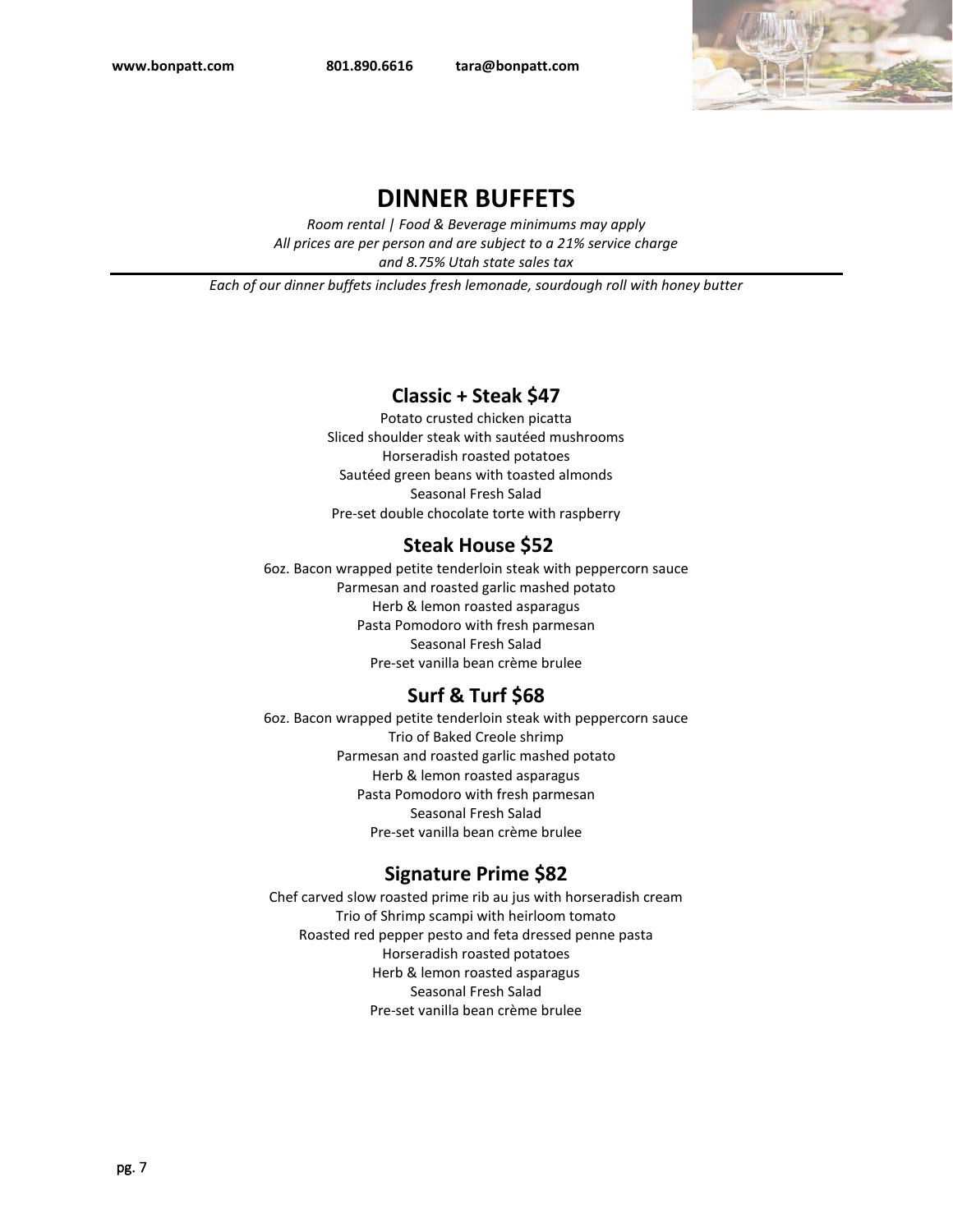# DINNER BUFFETS

*Room rental | Food & Beverage minimums may apply*
*All prices are per person and are subject to a 21% service charge*
*and 8.75% Utah state sales tax*

---

*Each of our dinner buffets includes fresh lemonade, sourdough roll with honey butter*

## Classic + Steak $47

Potato crusted chicken picatta
Sliced shoulder steak with sautéed mushrooms
Horseradish roasted potatoes
Sautéed green beans with toasted almonds
Seasonal Fresh Salad
Pre-set double chocolate torte with raspberry

## Steak House $52

6oz. Bacon wrapped petite tenderloin steak with peppercorn sauce
Parmesan and roasted garlic mashed potato
Herb & lemon roasted asparagus
Pasta Pomodoro with fresh parmesan
Seasonal Fresh Salad
Pre-set vanilla bean crème brulee

## Surf & Turf $68

6oz. Bacon wrapped petite tenderloin steak with peppercorn sauce
Trio of Baked Creole shrimp
Parmesan and roasted garlic mashed potato
Herb & lemon roasted asparagus
Pasta Pomodoro with fresh parmesan
Seasonal Fresh Salad
Pre-set vanilla bean crème brulee

## Signature Prime $82

Chef carved slow roasted prime rib au jus with horseradish cream
Trio of Shrimp scampi with heirloom tomato
Roasted red pepper pesto and feta dressed penne pasta
Horseradish roasted potatoes
Herb & lemon roasted asparagus
Seasonal Fresh Salad
Pre-set vanilla bean crème brulee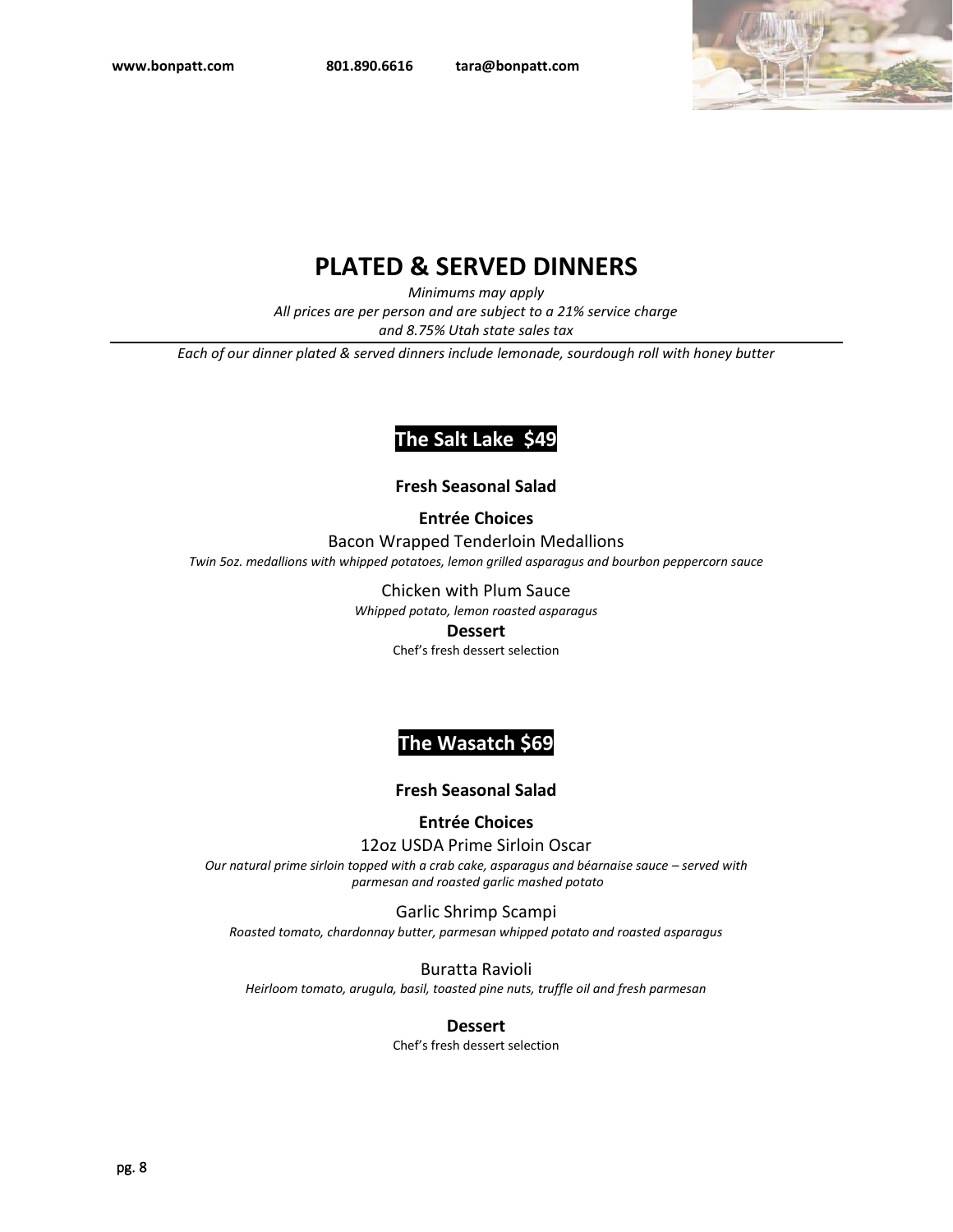# PLATED & SERVED DINNERS

*Minimums may apply*
*All prices are per person and are subject to a 21% service charge and 8.75% Utah state sales tax*

---

*Each of our dinner plated & served dinners include lemonade, sourdough roll with honey butter*

## The Salt Lake $49

**Fresh Seasonal Salad**

**Entrée Choices**

Bacon Wrapped Tenderloin Medallions
*Twin 5oz. medallions with whipped potatoes, lemon grilled asparagus and bourbon peppercorn sauce*

Chicken with Plum Sauce
*Whipped potato, lemon roasted asparagus*

**Dessert**
Chef's fresh dessert selection

## The Wasatch $69

**Fresh Seasonal Salad**

**Entrée Choices**

12oz USDA Prime Sirloin Oscar
*Our natural prime sirloin topped with a crab cake, asparagus and béarnaise sauce – served with parmesan and roasted garlic mashed potato*

Garlic Shrimp Scampi
*Roasted tomato, chardonnay butter, parmesan whipped potato and roasted asparagus*

Buratta Ravioli
*Heirloom tomato, arugula, basil, toasted pine nuts, truffle oil and fresh parmesan*

**Dessert**
Chef's fresh dessert selection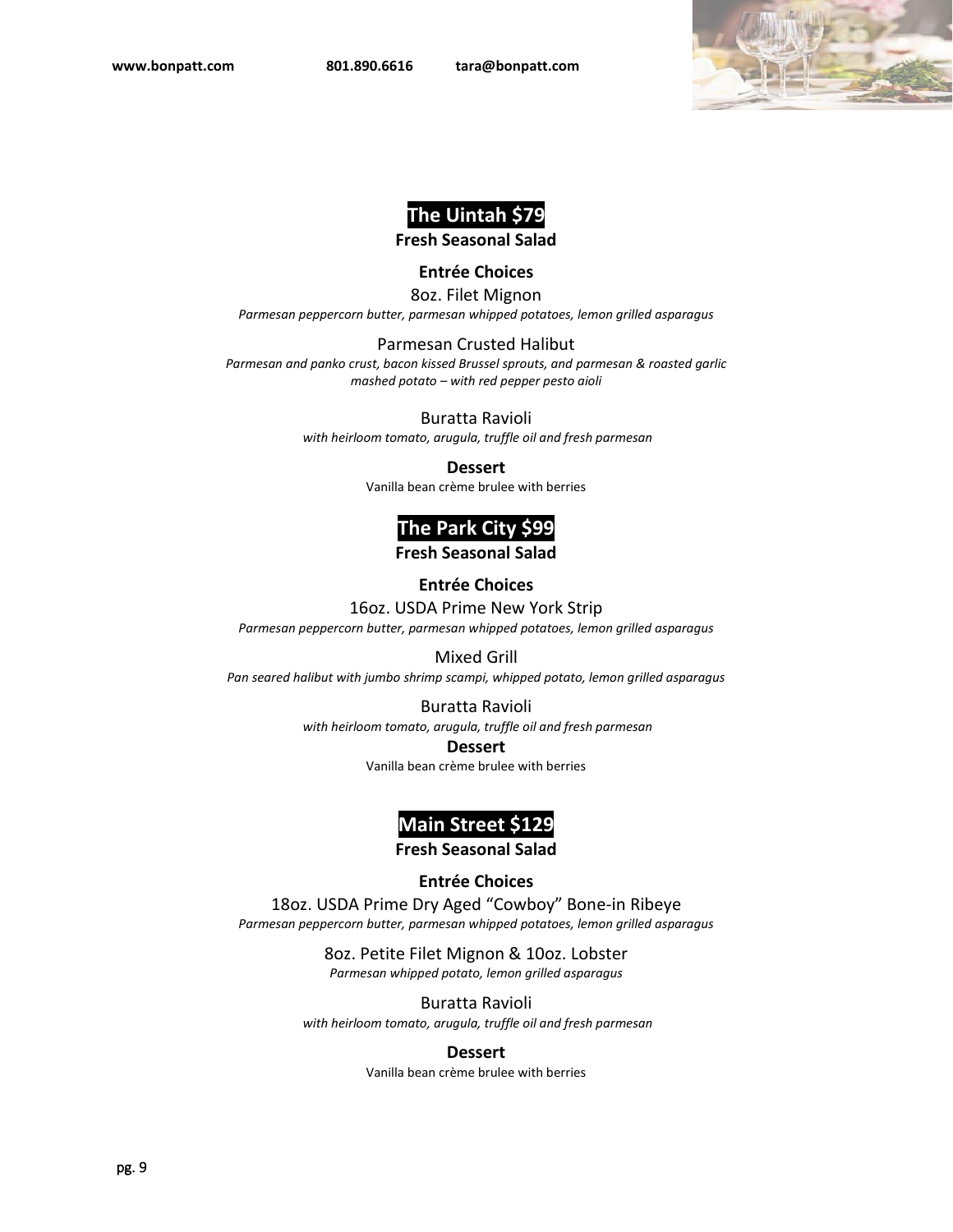## The Uintah $79

**Fresh Seasonal Salad**

**Entrée Choices**

8oz. Filet Mignon

*Parmesan peppercorn butter, parmesan whipped potatoes, lemon grilled asparagus*

Parmesan Crusted Halibut

*Parmesan and panko crust, bacon kissed Brussel sprouts, and parmesan & roasted garlic mashed potato – with red pepper pesto aioli*

Buratta Ravioli

*with heirloom tomato, arugula, truffle oil and fresh parmesan*

**Dessert**

Vanilla bean crème brulee with berries

## The Park City $99

**Fresh Seasonal Salad**

**Entrée Choices**

16oz. USDA Prime New York Strip

*Parmesan peppercorn butter, parmesan whipped potatoes, lemon grilled asparagus*

Mixed Grill

*Pan seared halibut with jumbo shrimp scampi, whipped potato, lemon grilled asparagus*

Buratta Ravioli

*with heirloom tomato, arugula, truffle oil and fresh parmesan*

**Dessert**

Vanilla bean crème brulee with berries

## Main Street $129

**Fresh Seasonal Salad**

**Entrée Choices**

18oz. USDA Prime Dry Aged "Cowboy" Bone-in Ribeye

*Parmesan peppercorn butter, parmesan whipped potatoes, lemon grilled asparagus*

8oz. Petite Filet Mignon & 10oz. Lobster

*Parmesan whipped potato, lemon grilled asparagus*

Buratta Ravioli

*with heirloom tomato, arugula, truffle oil and fresh parmesan*

**Dessert**

Vanilla bean crème brulee with berries